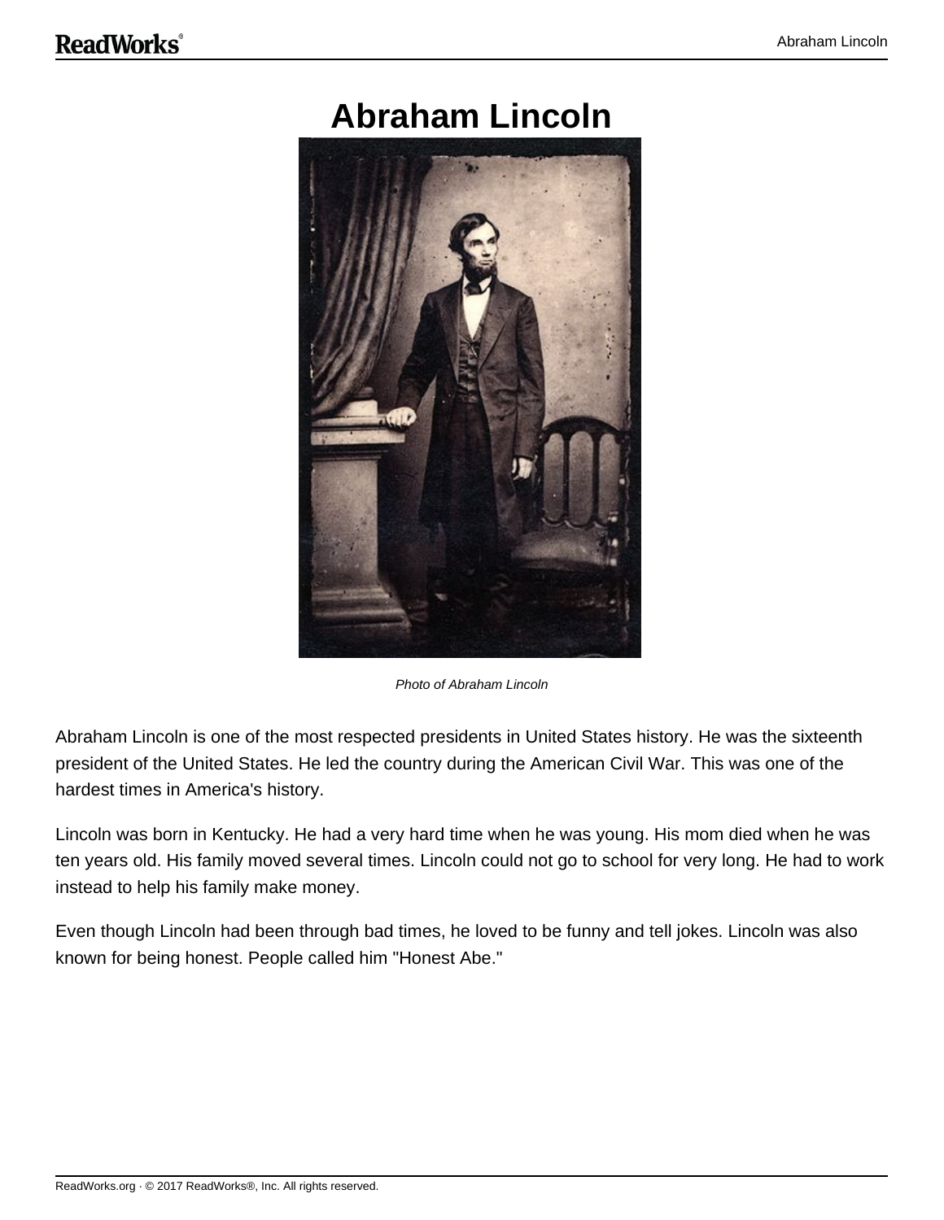# Abraham Lincoln

*Photo of Abraham Lincoln*

Abraham Lincoln is one of the most respected presidents in United States history. He was the sixteenth president of the United States. He led the country during the American Civil War. This was one of the hardest times in America's history.

Lincoln was born in Kentucky. He had a very hard time when he was young. His mom died when he was ten years old. His family moved several times. Lincoln could not go to school for very long. He had to work instead to help his family make money.

Even though Lincoln had been through bad times, he loved to be funny and tell jokes. Lincoln was also known for being honest. People called him "Honest Abe."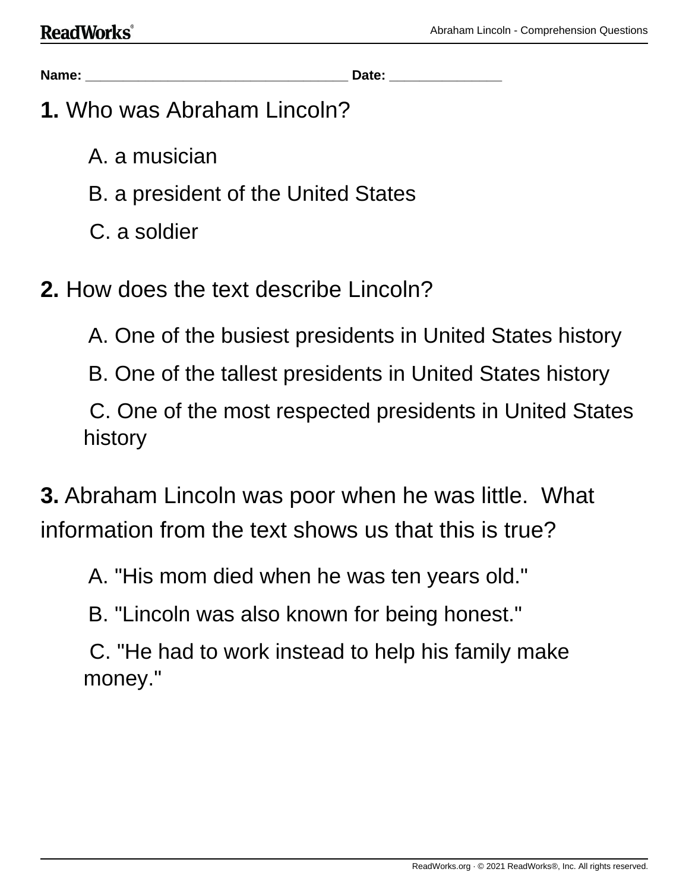**Name:** _________________________________ **Date:** _______________

**1.** Who was Abraham Lincoln?

A. a musician

B. a president of the United States

C. a soldier

**2.** How does the text describe Lincoln?

A. One of the busiest presidents in United States history

B. One of the tallest presidents in United States history

C. One of the most respected presidents in United States history

**3.** Abraham Lincoln was poor when he was little. What information from the text shows us that this is true?

A. "His mom died when he was ten years old."

B. "Lincoln was also known for being honest."

C. "He had to work instead to help his family make money."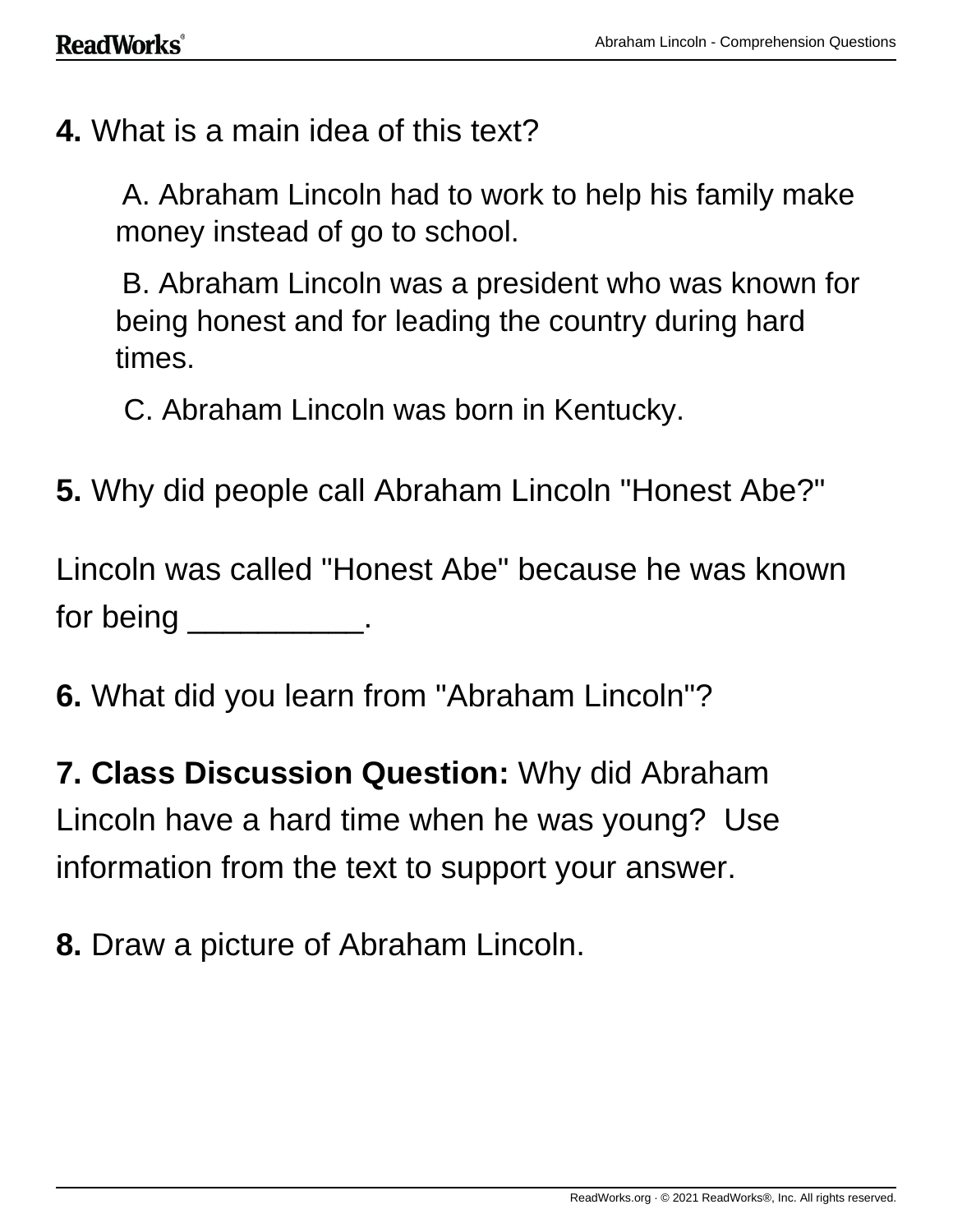**4.** What is a main idea of this text?

A. Abraham Lincoln had to work to help his family make money instead of go to school.

B. Abraham Lincoln was a president who was known for being honest and for leading the country during hard times.

C. Abraham Lincoln was born in Kentucky.

**5.** Why did people call Abraham Lincoln "Honest Abe?"

Lincoln was called "Honest Abe" because he was known for being __________.

**6.** What did you learn from "Abraham Lincoln"?

**7. Class Discussion Question:** Why did Abraham Lincoln have a hard time when he was young? Use information from the text to support your answer.

**8.** Draw a picture of Abraham Lincoln.